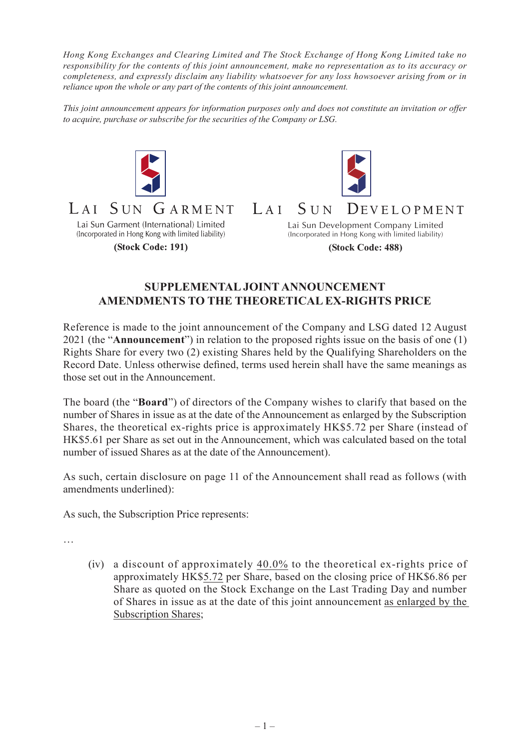*Hong Kong Exchanges and Clearing Limited and The Stock Exchange of Hong Kong Limited take no responsibility for the contents of this joint announcement, make no representation as to its accuracy or completeness, and expressly disclaim any liability whatsoever for any loss howsoever arising from or in reliance upon the whole or any part of the contents of this joint announcement.*

*This joint announcement appears for information purposes only and does not constitute an invitation or offer to acquire, purchase or subscribe for the securities of the Company or LSG.*

LAI SUN GARMENT

Lai Sun Garment (International) Limited
(Incorporated in Hong Kong with limited liability)

**(Stock Code: 191)**

LAI SUN DEVELOPMENT

Lai Sun Development Company Limited
(Incorporated in Hong Kong with limited liability)

**(Stock Code: 488)**

## SUPPLEMENTAL JOINT ANNOUNCEMENT
## AMENDMENTS TO THE THEORETICAL EX-RIGHTS PRICE

Reference is made to the joint announcement of the Company and LSG dated 12 August 2021 (the "**Announcement**") in relation to the proposed rights issue on the basis of one (1) Rights Share for every two (2) existing Shares held by the Qualifying Shareholders on the Record Date. Unless otherwise defined, terms used herein shall have the same meanings as those set out in the Announcement.

The board (the "**Board**") of directors of the Company wishes to clarify that based on the number of Shares in issue as at the date of the Announcement as enlarged by the Subscription Shares, the theoretical ex-rights price is approximately HK$5.72 per Share (instead of HK$5.61 per Share as set out in the Announcement, which was calculated based on the total number of issued Shares as at the date of the Announcement).

As such, certain disclosure on page 11 of the Announcement shall read as follows (with amendments underlined):

As such, the Subscription Price represents:

…

(iv) a discount of approximately <u>40.0%</u> to the theoretical ex-rights price of approximately HK$<u>5.72</u> per Share, based on the closing price of HK$6.86 per Share as quoted on the Stock Exchange on the Last Trading Day and number of Shares in issue as at the date of this joint announcement <u>as enlarged by the Subscription Shares</u>;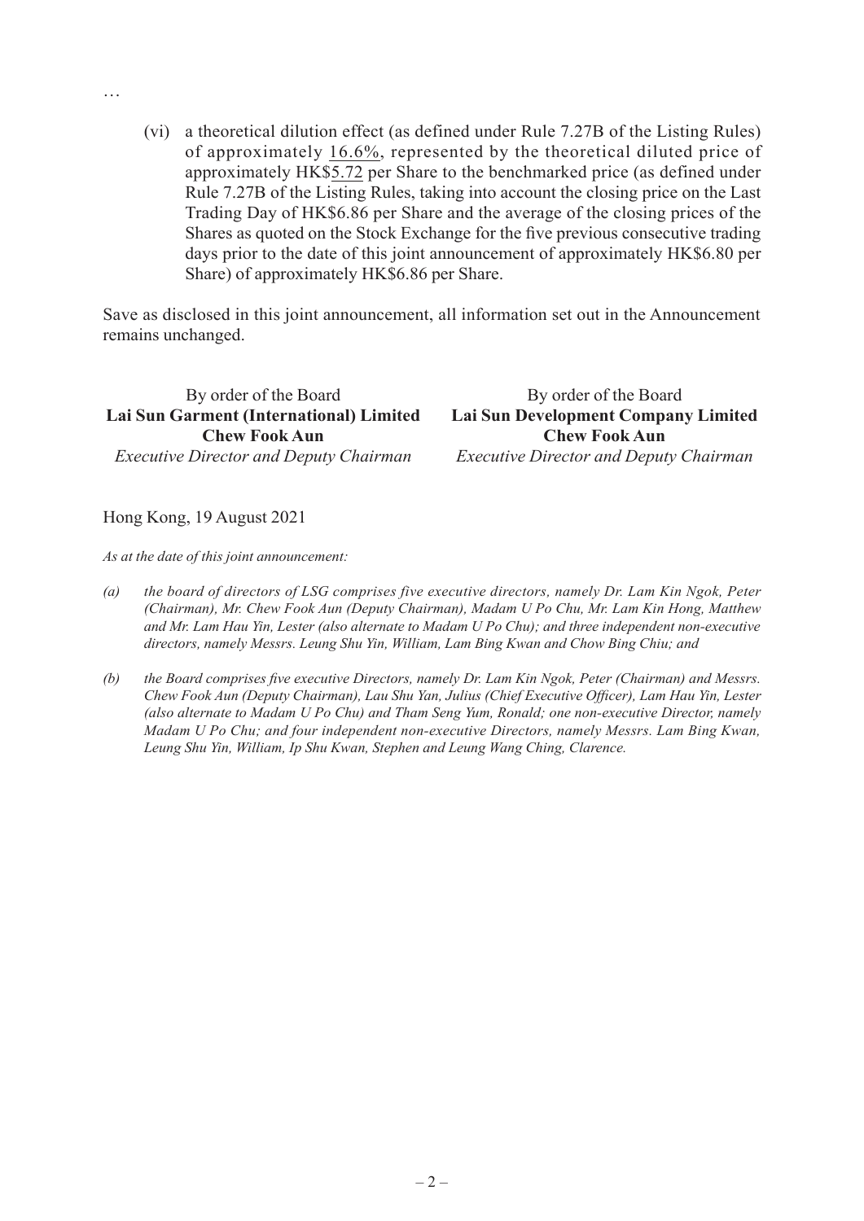…

(vi) a theoretical dilution effect (as defined under Rule 7.27B of the Listing Rules) of approximately 16.6%, represented by the theoretical diluted price of approximately HK$5.72 per Share to the benchmarked price (as defined under Rule 7.27B of the Listing Rules, taking into account the closing price on the Last Trading Day of HK$6.86 per Share and the average of the closing prices of the Shares as quoted on the Stock Exchange for the five previous consecutive trading days prior to the date of this joint announcement of approximately HK$6.80 per Share) of approximately HK$6.86 per Share.

Save as disclosed in this joint announcement, all information set out in the Announcement remains unchanged.

By order of the Board
**Lai Sun Garment (International) Limited**
**Chew Fook Aun**
*Executive Director and Deputy Chairman*

By order of the Board
**Lai Sun Development Company Limited**
**Chew Fook Aun**
*Executive Director and Deputy Chairman*

Hong Kong, 19 August 2021

*As at the date of this joint announcement:*

*(a) the board of directors of LSG comprises five executive directors, namely Dr. Lam Kin Ngok, Peter (Chairman), Mr. Chew Fook Aun (Deputy Chairman), Madam U Po Chu, Mr. Lam Kin Hong, Matthew and Mr. Lam Hau Yin, Lester (also alternate to Madam U Po Chu); and three independent non-executive directors, namely Messrs. Leung Shu Yin, William, Lam Bing Kwan and Chow Bing Chiu; and*

*(b) the Board comprises five executive Directors, namely Dr. Lam Kin Ngok, Peter (Chairman) and Messrs. Chew Fook Aun (Deputy Chairman), Lau Shu Yan, Julius (Chief Executive Officer), Lam Hau Yin, Lester (also alternate to Madam U Po Chu) and Tham Seng Yum, Ronald; one non-executive Director, namely Madam U Po Chu; and four independent non-executive Directors, namely Messrs. Lam Bing Kwan, Leung Shu Yin, William, Ip Shu Kwan, Stephen and Leung Wang Ching, Clarence.*